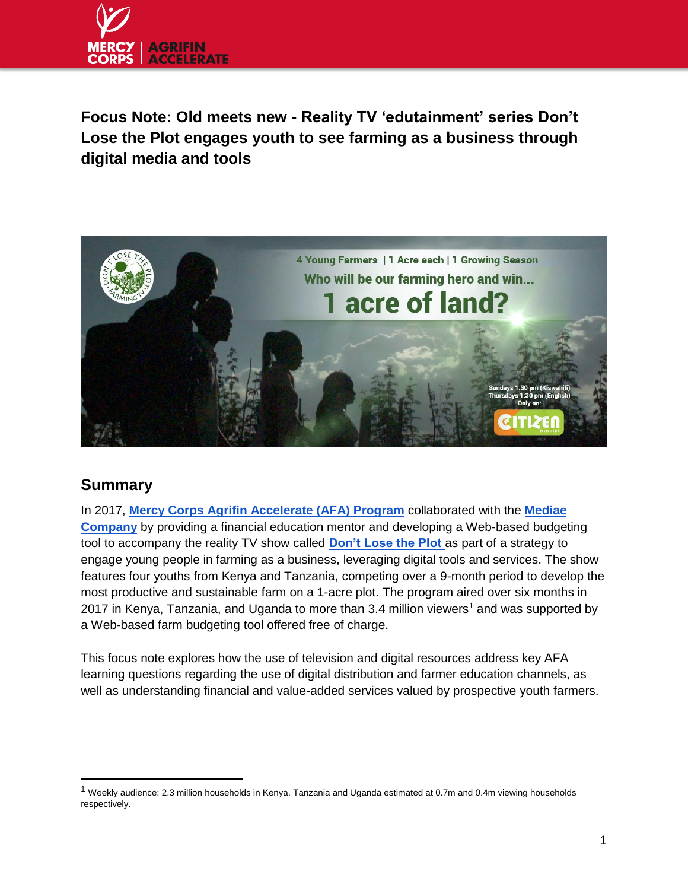# Focus Note: Old meets new - Reality TV 'edutainment' series Don't Lose the Plot engages youth to see farming as a business through digital media and tools

## Summary

In 2017, **Mercy Corps Agrifin Accelerate (AFA) Program** collaborated with the **Mediae Company** by providing a financial education mentor and developing a Web-based budgeting tool to accompany the reality TV show called **Don't Lose the Plot** as part of a strategy to engage young people in farming as a business, leveraging digital tools and services. The show features four youths from Kenya and Tanzania, competing over a 9-month period to develop the most productive and sustainable farm on a 1-acre plot. The program aired over six months in 2017 in Kenya, Tanzania, and Uganda to more than 3.4 million viewers[1] and was supported by a Web-based farm budgeting tool offered free of charge.

This focus note explores how the use of television and digital resources address key AFA learning questions regarding the use of digital distribution and farmer education channels, as well as understanding financial and value-added services valued by prospective youth farmers.

---

[1] Weekly audience: 2.3 million households in Kenya. Tanzania and Uganda estimated at 0.7m and 0.4m viewing households respectively.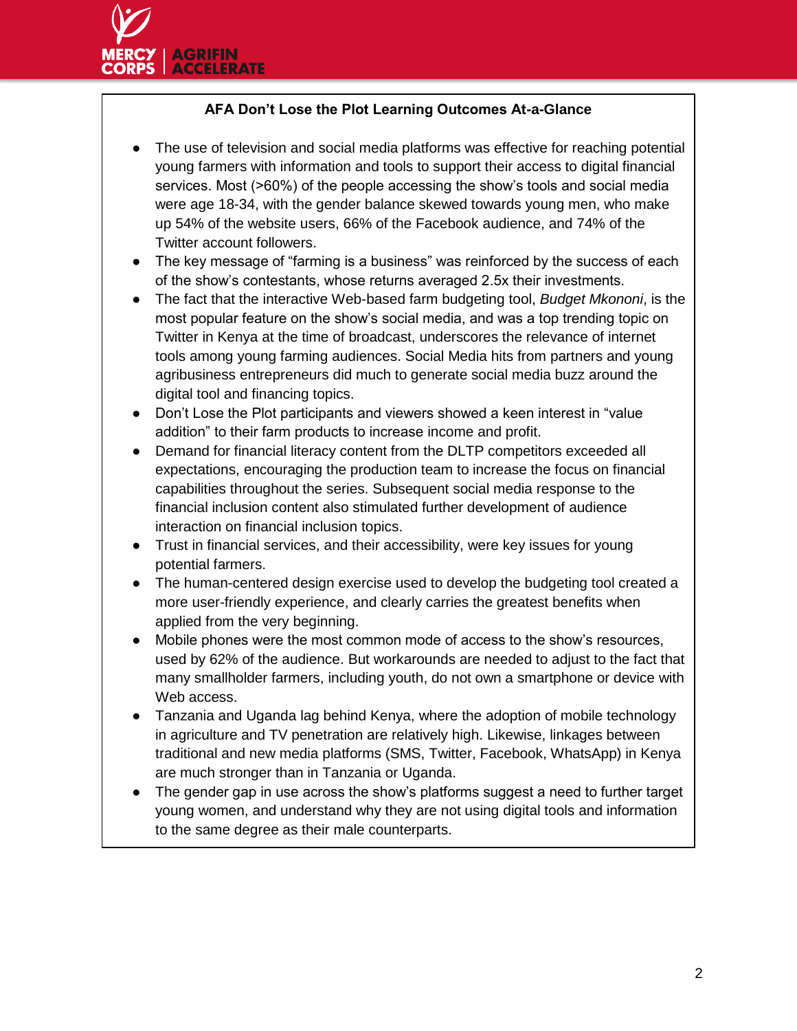**AFA Don't Lose the Plot Learning Outcomes At-a-Glance**

- The use of television and social media platforms was effective for reaching potential young farmers with information and tools to support their access to digital financial services. Most (>60%) of the people accessing the show's tools and social media were age 18-34, with the gender balance skewed towards young men, who make up 54% of the website users, 66% of the Facebook audience, and 74% of the Twitter account followers.
- The key message of "farming is a business" was reinforced by the success of each of the show's contestants, whose returns averaged 2.5x their investments.
- The fact that the interactive Web-based farm budgeting tool, *Budget Mkononi*, is the most popular feature on the show's social media, and was a top trending topic on Twitter in Kenya at the time of broadcast, underscores the relevance of internet tools among young farming audiences. Social Media hits from partners and young agribusiness entrepreneurs did much to generate social media buzz around the digital tool and financing topics.
- Don't Lose the Plot participants and viewers showed a keen interest in "value addition" to their farm products to increase income and profit.
- Demand for financial literacy content from the DLTP competitors exceeded all expectations, encouraging the production team to increase the focus on financial capabilities throughout the series. Subsequent social media response to the financial inclusion content also stimulated further development of audience interaction on financial inclusion topics.
- Trust in financial services, and their accessibility, were key issues for young potential farmers.
- The human-centered design exercise used to develop the budgeting tool created a more user-friendly experience, and clearly carries the greatest benefits when applied from the very beginning.
- Mobile phones were the most common mode of access to the show's resources, used by 62% of the audience. But workarounds are needed to adjust to the fact that many smallholder farmers, including youth, do not own a smartphone or device with Web access.
- Tanzania and Uganda lag behind Kenya, where the adoption of mobile technology in agriculture and TV penetration are relatively high. Likewise, linkages between traditional and new media platforms (SMS, Twitter, Facebook, WhatsApp) in Kenya are much stronger than in Tanzania or Uganda.
- The gender gap in use across the show's platforms suggest a need to further target young women, and understand why they are not using digital tools and information to the same degree as their male counterparts.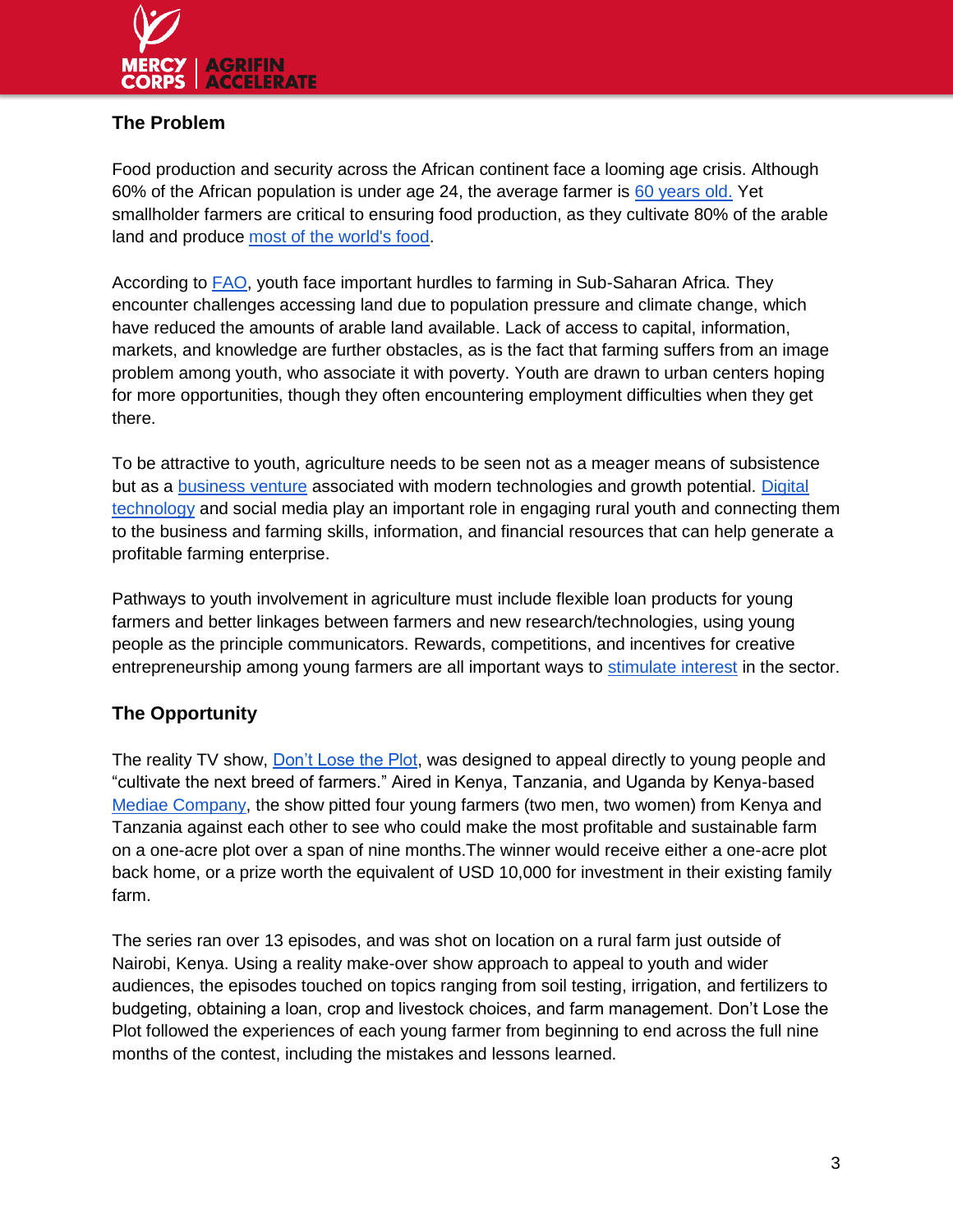## The Problem

Food production and security across the African continent face a looming age crisis. Although 60% of the African population is under age 24, the average farmer is 60 years old. Yet smallholder farmers are critical to ensuring food production, as they cultivate 80% of the arable land and produce most of the world's food.

According to FAO, youth face important hurdles to farming in Sub-Saharan Africa. They encounter challenges accessing land due to population pressure and climate change, which have reduced the amounts of arable land available. Lack of access to capital, information, markets, and knowledge are further obstacles, as is the fact that farming suffers from an image problem among youth, who associate it with poverty. Youth are drawn to urban centers hoping for more opportunities, though they often encountering employment difficulties when they get there.

To be attractive to youth, agriculture needs to be seen not as a meager means of subsistence but as a business venture associated with modern technologies and growth potential. Digital technology and social media play an important role in engaging rural youth and connecting them to the business and farming skills, information, and financial resources that can help generate a profitable farming enterprise.

Pathways to youth involvement in agriculture must include flexible loan products for young farmers and better linkages between farmers and new research/technologies, using young people as the principle communicators. Rewards, competitions, and incentives for creative entrepreneurship among young farmers are all important ways to stimulate interest in the sector.

## The Opportunity

The reality TV show, Don't Lose the Plot, was designed to appeal directly to young people and "cultivate the next breed of farmers." Aired in Kenya, Tanzania, and Uganda by Kenya-based Mediae Company, the show pitted four young farmers (two men, two women) from Kenya and Tanzania against each other to see who could make the most profitable and sustainable farm on a one-acre plot over a span of nine months.The winner would receive either a one-acre plot back home, or a prize worth the equivalent of USD 10,000 for investment in their existing family farm.

The series ran over 13 episodes, and was shot on location on a rural farm just outside of Nairobi, Kenya. Using a reality make-over show approach to appeal to youth and wider audiences, the episodes touched on topics ranging from soil testing, irrigation, and fertilizers to budgeting, obtaining a loan, crop and livestock choices, and farm management. Don't Lose the Plot followed the experiences of each young farmer from beginning to end across the full nine months of the contest, including the mistakes and lessons learned.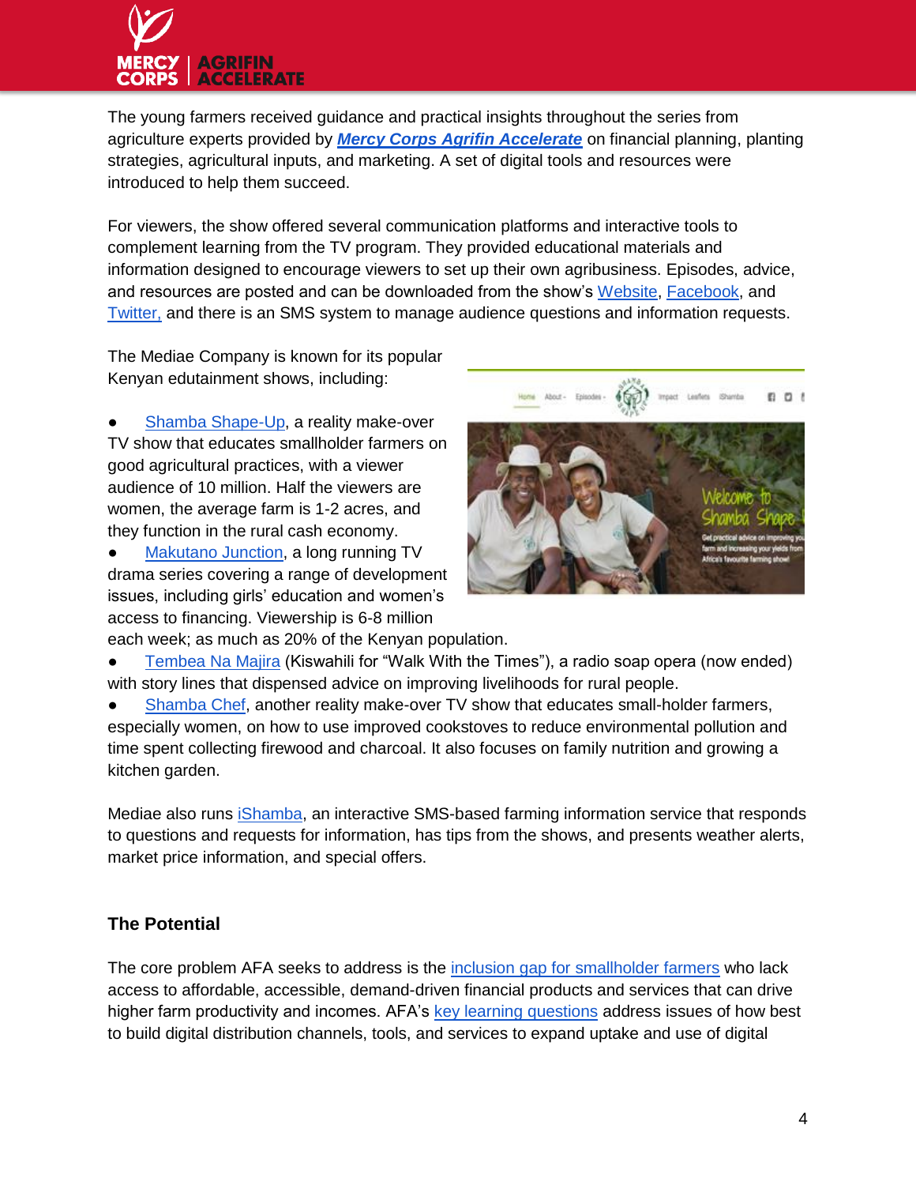The young farmers received guidance and practical insights throughout the series from agriculture experts provided by ***Mercy Corps Agrifin Accelerate*** on financial planning, planting strategies, agricultural inputs, and marketing. A set of digital tools and resources were introduced to help them succeed.

For viewers, the show offered several communication platforms and interactive tools to complement learning from the TV program. They provided educational materials and information designed to encourage viewers to set up their own agribusiness. Episodes, advice, and resources are posted and can be downloaded from the show's Website, Facebook, and Twitter, and there is an SMS system to manage audience questions and information requests.

The Mediae Company is known for its popular Kenyan edutainment shows, including:

- Shamba Shape-Up, a reality make-over TV show that educates smallholder farmers on good agricultural practices, with a viewer audience of 10 million. Half the viewers are women, the average farm is 1-2 acres, and they function in the rural cash economy.
- Makutano Junction, a long running TV drama series covering a range of development issues, including girls' education and women's access to financing. Viewership is 6-8 million each week; as much as 20% of the Kenyan population.
- Tembea Na Majira (Kiswahili for "Walk With the Times"), a radio soap opera (now ended) with story lines that dispensed advice on improving livelihoods for rural people.
- Shamba Chef, another reality make-over TV show that educates small-holder farmers, especially women, on how to use improved cookstoves to reduce environmental pollution and time spent collecting firewood and charcoal. It also focuses on family nutrition and growing a kitchen garden.

Mediae also runs iShamba, an interactive SMS-based farming information service that responds to questions and requests for information, has tips from the shows, and presents weather alerts, market price information, and special offers.

### The Potential

The core problem AFA seeks to address is the inclusion gap for smallholder farmers who lack access to affordable, accessible, demand-driven financial products and services that can drive higher farm productivity and incomes. AFA's key learning questions address issues of how best to build digital distribution channels, tools, and services to expand uptake and use of digital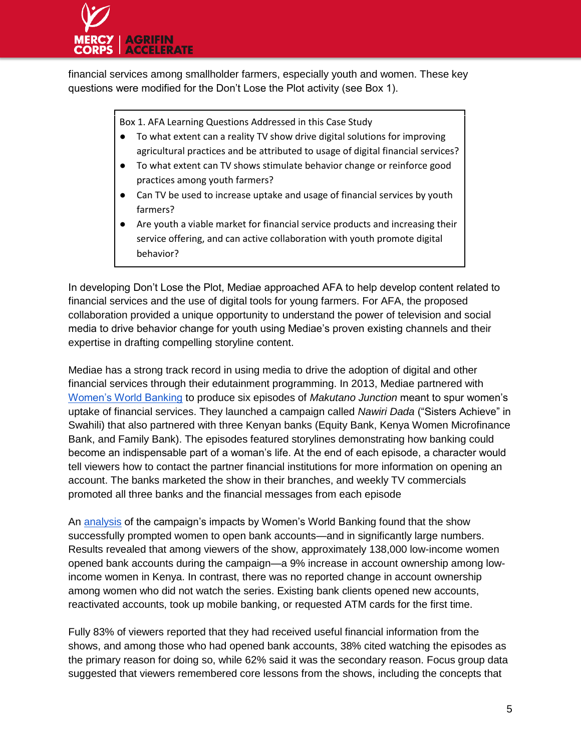financial services among smallholder farmers, especially youth and women. These key questions were modified for the Don't Lose the Plot activity (see Box 1).

> Box 1. AFA Learning Questions Addressed in this Case Study
>
> - To what extent can a reality TV show drive digital solutions for improving agricultural practices and be attributed to usage of digital financial services?
> - To what extent can TV shows stimulate behavior change or reinforce good practices among youth farmers?
> - Can TV be used to increase uptake and usage of financial services by youth farmers?
> - Are youth a viable market for financial service products and increasing their service offering, and can active collaboration with youth promote digital behavior?

In developing Don't Lose the Plot, Mediae approached AFA to help develop content related to financial services and the use of digital tools for young farmers. For AFA, the proposed collaboration provided a unique opportunity to understand the power of television and social media to drive behavior change for youth using Mediae's proven existing channels and their expertise in drafting compelling storyline content.

Mediae has a strong track record in using media to drive the adoption of digital and other financial services through their edutainment programming. In 2013, Mediae partnered with Women's World Banking to produce six episodes of *Makutano Junction* meant to spur women's uptake of financial services. They launched a campaign called *Nawiri Dada* ("Sisters Achieve" in Swahili) that also partnered with three Kenyan banks (Equity Bank, Kenya Women Microfinance Bank, and Family Bank). The episodes featured storylines demonstrating how banking could become an indispensable part of a woman's life. At the end of each episode, a character would tell viewers how to contact the partner financial institutions for more information on opening an account. The banks marketed the show in their branches, and weekly TV commercials promoted all three banks and the financial messages from each episode

An analysis of the campaign's impacts by Women's World Banking found that the show successfully prompted women to open bank accounts—and in significantly large numbers. Results revealed that among viewers of the show, approximately 138,000 low-income women opened bank accounts during the campaign—a 9% increase in account ownership among low-income women in Kenya. In contrast, there was no reported change in account ownership among women who did not watch the series. Existing bank clients opened new accounts, reactivated accounts, took up mobile banking, or requested ATM cards for the first time.

Fully 83% of viewers reported that they had received useful financial information from the shows, and among those who had opened bank accounts, 38% cited watching the episodes as the primary reason for doing so, while 62% said it was the secondary reason. Focus group data suggested that viewers remembered core lessons from the shows, including the concepts that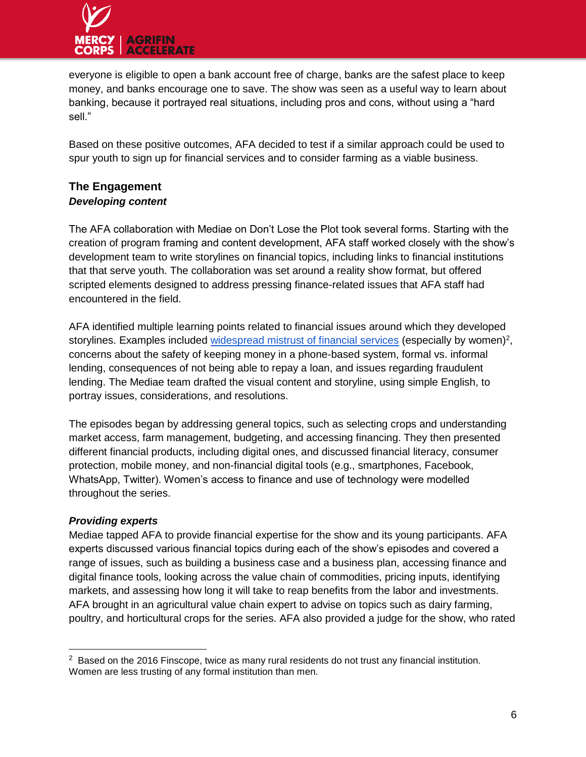everyone is eligible to open a bank account free of charge, banks are the safest place to keep money, and banks encourage one to save. The show was seen as a useful way to learn about banking, because it portrayed real situations, including pros and cons, without using a "hard sell."

Based on these positive outcomes, AFA decided to test if a similar approach could be used to spur youth to sign up for financial services and to consider farming as a viable business.

## The Engagement

### *Developing content*

The AFA collaboration with Mediae on Don't Lose the Plot took several forms. Starting with the creation of program framing and content development, AFA staff worked closely with the show's development team to write storylines on financial topics, including links to financial institutions that that serve youth. The collaboration was set around a reality show format, but offered scripted elements designed to address pressing finance-related issues that AFA staff had encountered in the field.

AFA identified multiple learning points related to financial issues around which they developed storylines. Examples included widespread mistrust of financial services (especially by women)[2], concerns about the safety of keeping money in a phone-based system, formal vs. informal lending, consequences of not being able to repay a loan, and issues regarding fraudulent lending. The Mediae team drafted the visual content and storyline, using simple English, to portray issues, considerations, and resolutions.

The episodes began by addressing general topics, such as selecting crops and understanding market access, farm management, budgeting, and accessing financing. They then presented different financial products, including digital ones, and discussed financial literacy, consumer protection, mobile money, and non-financial digital tools (e.g., smartphones, Facebook, WhatsApp, Twitter). Women's access to finance and use of technology were modelled throughout the series.

### *Providing experts*

Mediae tapped AFA to provide financial expertise for the show and its young participants. AFA experts discussed various financial topics during each of the show's episodes and covered a range of issues, such as building a business case and a business plan, accessing finance and digital finance tools, looking across the value chain of commodities, pricing inputs, identifying markets, and assessing how long it will take to reap benefits from the labor and investments. AFA brought in an agricultural value chain expert to advise on topics such as dairy farming, poultry, and horticultural crops for the series. AFA also provided a judge for the show, who rated

---

[2] Based on the 2016 Finscope, twice as many rural residents do not trust any financial institution. Women are less trusting of any formal institution than men.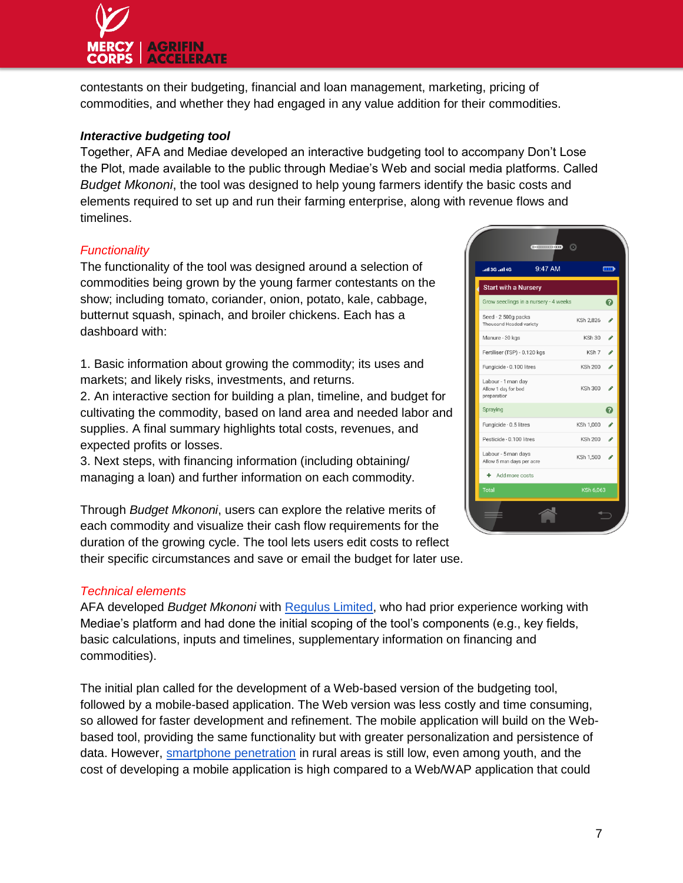contestants on their budgeting, financial and loan management, marketing, pricing of commodities, and whether they had engaged in any value addition for their commodities.

### *Interactive budgeting tool*

Together, AFA and Mediae developed an interactive budgeting tool to accompany Don't Lose the Plot, made available to the public through Mediae's Web and social media platforms. Called *Budget Mkononi*, the tool was designed to help young farmers identify the basic costs and elements required to set up and run their farming enterprise, along with revenue flows and timelines.

#### *Functionality*

The functionality of the tool was designed around a selection of commodities being grown by the young farmer contestants on the show; including tomato, coriander, onion, potato, kale, cabbage, butternut squash, spinach, and broiler chickens. Each has a dashboard with:

1. Basic information about growing the commodity; its uses and markets; and likely risks, investments, and returns.
2. An interactive section for building a plan, timeline, and budget for cultivating the commodity, based on land area and needed labor and supplies. A final summary highlights total costs, revenues, and expected profits or losses.
3. Next steps, with financing information (including obtaining/managing a loan) and further information on each commodity.

Through *Budget Mkononi*, users can explore the relative merits of each commodity and visualize their cash flow requirements for the duration of the growing cycle. The tool lets users edit costs to reflect their specific circumstances and save or email the budget for later use.

#### *Technical elements*

AFA developed *Budget Mkononi* with Regulus Limited, who had prior experience working with Mediae's platform and had done the initial scoping of the tool's components (e.g., key fields, basic calculations, inputs and timelines, supplementary information on financing and commodities).

The initial plan called for the development of a Web-based version of the budgeting tool, followed by a mobile-based application. The Web version was less costly and time consuming, so allowed for faster development and refinement. The mobile application will build on the Web-based tool, providing the same functionality but with greater personalization and persistence of data. However, smartphone penetration in rural areas is still low, even among youth, and the cost of developing a mobile application is high compared to a Web/WAP application that could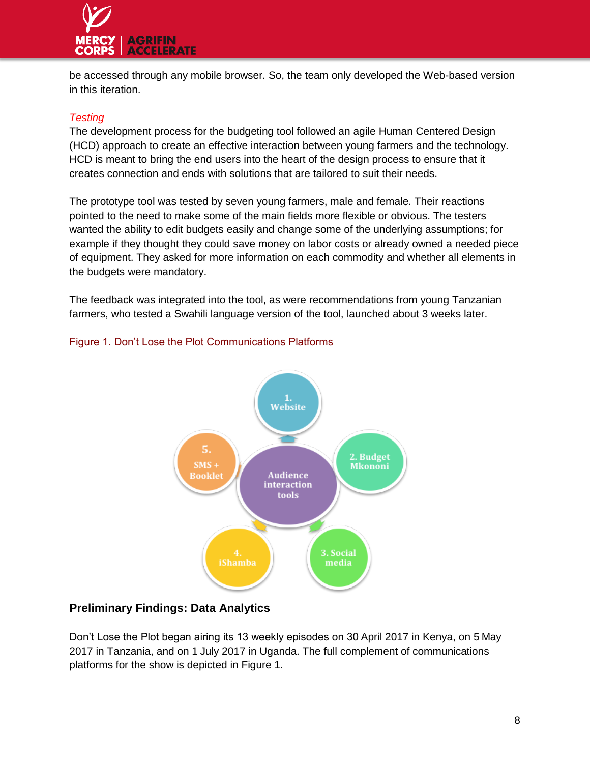be accessed through any mobile browser. So, the team only developed the Web-based version in this iteration.

*Testing*

The development process for the budgeting tool followed an agile Human Centered Design (HCD) approach to create an effective interaction between young farmers and the technology. HCD is meant to bring the end users into the heart of the design process to ensure that it creates connection and ends with solutions that are tailored to suit their needs.

The prototype tool was tested by seven young farmers, male and female. Their reactions pointed to the need to make some of the main fields more flexible or obvious. The testers wanted the ability to edit budgets easily and change some of the underlying assumptions; for example if they thought they could save money on labor costs or already owned a needed piece of equipment. They asked for more information on each commodity and whether all elements in the budgets were mandatory.

The feedback was integrated into the tool, as were recommendations from young Tanzanian farmers, who tested a Swahili language version of the tool, launched about 3 weeks later.

Figure 1. Don't Lose the Plot Communications Platforms

Audience interaction tools

1. Website

2. Budget Mkononi

3. Social media

4. iShamba

5. SMS + Booklet

## Preliminary Findings: Data Analytics

Don't Lose the Plot began airing its 13 weekly episodes on 30 April 2017 in Kenya, on 5 May 2017 in Tanzania, and on 1 July 2017 in Uganda. The full complement of communications platforms for the show is depicted in Figure 1.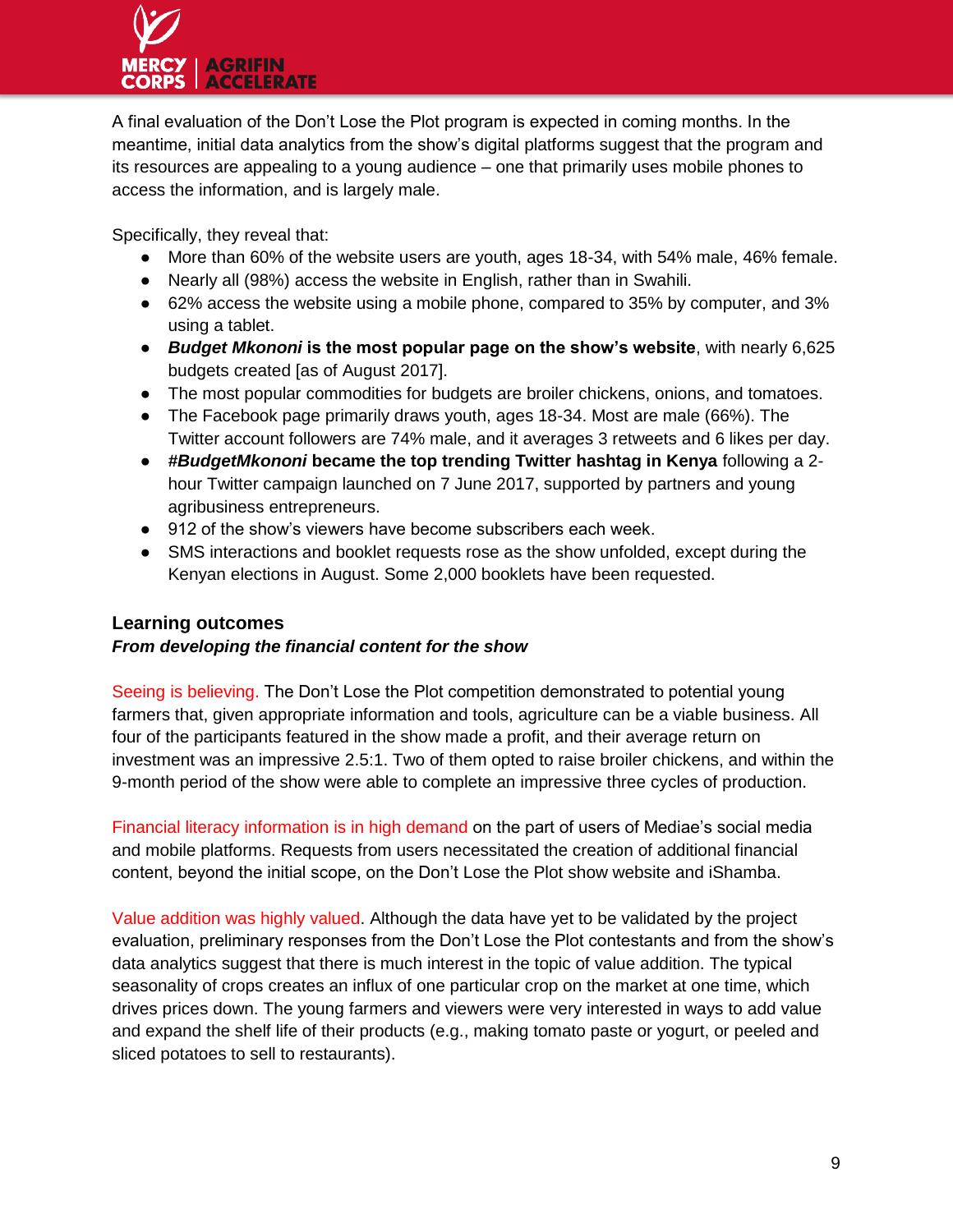A final evaluation of the Don't Lose the Plot program is expected in coming months. In the meantime, initial data analytics from the show's digital platforms suggest that the program and its resources are appealing to a young audience – one that primarily uses mobile phones to access the information, and is largely male.

Specifically, they reveal that:

- More than 60% of the website users are youth, ages 18-34, with 54% male, 46% female.
- Nearly all (98%) access the website in English, rather than in Swahili.
- 62% access the website using a mobile phone, compared to 35% by computer, and 3% using a tablet.
- ***Budget Mkononi* is the most popular page on the show's website**, with nearly 6,625 budgets created [as of August 2017].
- The most popular commodities for budgets are broiler chickens, onions, and tomatoes.
- The Facebook page primarily draws youth, ages 18-34. Most are male (66%). The Twitter account followers are 74% male, and it averages 3 retweets and 6 likes per day.
- ***#BudgetMkononi* became the top trending Twitter hashtag in Kenya** following a 2-hour Twitter campaign launched on 7 June 2017, supported by partners and young agribusiness entrepreneurs.
- 912 of the show's viewers have become subscribers each week.
- SMS interactions and booklet requests rose as the show unfolded, except during the Kenyan elections in August. Some 2,000 booklets have been requested.

### Learning outcomes

***From developing the financial content for the show***

Seeing is believing. The Don't Lose the Plot competition demonstrated to potential young farmers that, given appropriate information and tools, agriculture can be a viable business. All four of the participants featured in the show made a profit, and their average return on investment was an impressive 2.5:1. Two of them opted to raise broiler chickens, and within the 9-month period of the show were able to complete an impressive three cycles of production.

Financial literacy information is in high demand on the part of users of Mediae's social media and mobile platforms. Requests from users necessitated the creation of additional financial content, beyond the initial scope, on the Don't Lose the Plot show website and iShamba.

Value addition was highly valued. Although the data have yet to be validated by the project evaluation, preliminary responses from the Don't Lose the Plot contestants and from the show's data analytics suggest that there is much interest in the topic of value addition. The typical seasonality of crops creates an influx of one particular crop on the market at one time, which drives prices down. The young farmers and viewers were very interested in ways to add value and expand the shelf life of their products (e.g., making tomato paste or yogurt, or peeled and sliced potatoes to sell to restaurants).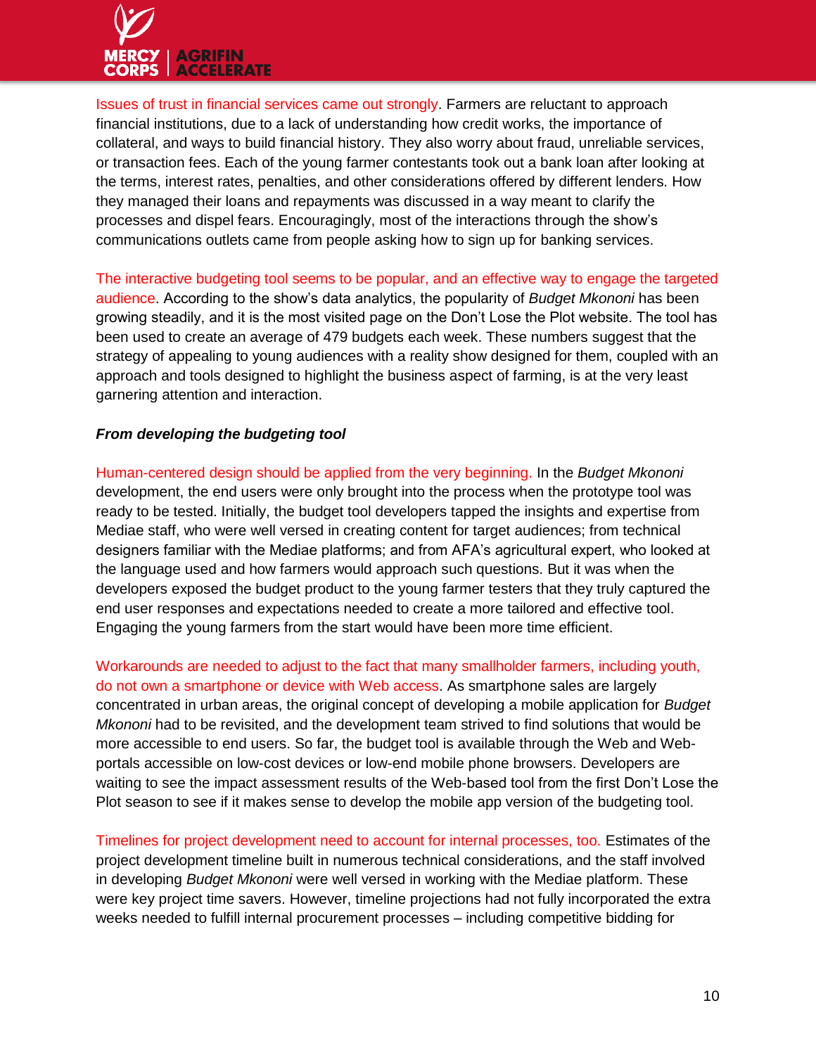Issues of trust in financial services came out strongly. Farmers are reluctant to approach financial institutions, due to a lack of understanding how credit works, the importance of collateral, and ways to build financial history. They also worry about fraud, unreliable services, or transaction fees. Each of the young farmer contestants took out a bank loan after looking at the terms, interest rates, penalties, and other considerations offered by different lenders. How they managed their loans and repayments was discussed in a way meant to clarify the processes and dispel fears. Encouragingly, most of the interactions through the show's communications outlets came from people asking how to sign up for banking services.

The interactive budgeting tool seems to be popular, and an effective way to engage the targeted audience. According to the show's data analytics, the popularity of *Budget Mkononi* has been growing steadily, and it is the most visited page on the Don't Lose the Plot website. The tool has been used to create an average of 479 budgets each week. These numbers suggest that the strategy of appealing to young audiences with a reality show designed for them, coupled with an approach and tools designed to highlight the business aspect of farming, is at the very least garnering attention and interaction.

***From developing the budgeting tool***

Human-centered design should be applied from the very beginning. In the *Budget Mkononi* development, the end users were only brought into the process when the prototype tool was ready to be tested. Initially, the budget tool developers tapped the insights and expertise from Mediae staff, who were well versed in creating content for target audiences; from technical designers familiar with the Mediae platforms; and from AFA's agricultural expert, who looked at the language used and how farmers would approach such questions. But it was when the developers exposed the budget product to the young farmer testers that they truly captured the end user responses and expectations needed to create a more tailored and effective tool. Engaging the young farmers from the start would have been more time efficient.

Workarounds are needed to adjust to the fact that many smallholder farmers, including youth, do not own a smartphone or device with Web access. As smartphone sales are largely concentrated in urban areas, the original concept of developing a mobile application for *Budget Mkononi* had to be revisited, and the development team strived to find solutions that would be more accessible to end users. So far, the budget tool is available through the Web and Web-portals accessible on low-cost devices or low-end mobile phone browsers. Developers are waiting to see the impact assessment results of the Web-based tool from the first Don't Lose the Plot season to see if it makes sense to develop the mobile app version of the budgeting tool.

Timelines for project development need to account for internal processes, too. Estimates of the project development timeline built in numerous technical considerations, and the staff involved in developing *Budget Mkononi* were well versed in working with the Mediae platform. These were key project time savers. However, timeline projections had not fully incorporated the extra weeks needed to fulfill internal procurement processes – including competitive bidding for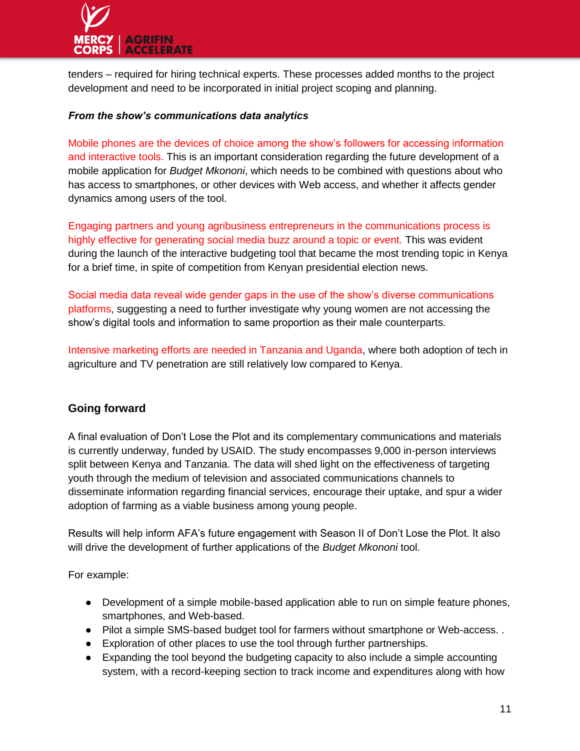tenders – required for hiring technical experts. These processes added months to the project development and need to be incorporated in initial project scoping and planning.

***From the show's communications data analytics***

Mobile phones are the devices of choice among the show's followers for accessing information and interactive tools. This is an important consideration regarding the future development of a mobile application for *Budget Mkononi*, which needs to be combined with questions about who has access to smartphones, or other devices with Web access, and whether it affects gender dynamics among users of the tool.

Engaging partners and young agribusiness entrepreneurs in the communications process is highly effective for generating social media buzz around a topic or event. This was evident during the launch of the interactive budgeting tool that became the most trending topic in Kenya for a brief time, in spite of competition from Kenyan presidential election news.

Social media data reveal wide gender gaps in the use of the show's diverse communications platforms, suggesting a need to further investigate why young women are not accessing the show's digital tools and information to same proportion as their male counterparts.

Intensive marketing efforts are needed in Tanzania and Uganda, where both adoption of tech in agriculture and TV penetration are still relatively low compared to Kenya.

## Going forward

A final evaluation of Don't Lose the Plot and its complementary communications and materials is currently underway, funded by USAID. The study encompasses 9,000 in-person interviews split between Kenya and Tanzania. The data will shed light on the effectiveness of targeting youth through the medium of television and associated communications channels to disseminate information regarding financial services, encourage their uptake, and spur a wider adoption of farming as a viable business among young people.

Results will help inform AFA's future engagement with Season II of Don't Lose the Plot. It also will drive the development of further applications of the *Budget Mkononi* tool.

For example:

- Development of a simple mobile-based application able to run on simple feature phones, smartphones, and Web-based.
- Pilot a simple SMS-based budget tool for farmers without smartphone or Web-access. .
- Exploration of other places to use the tool through further partnerships.
- Expanding the tool beyond the budgeting capacity to also include a simple accounting system, with a record-keeping section to track income and expenditures along with how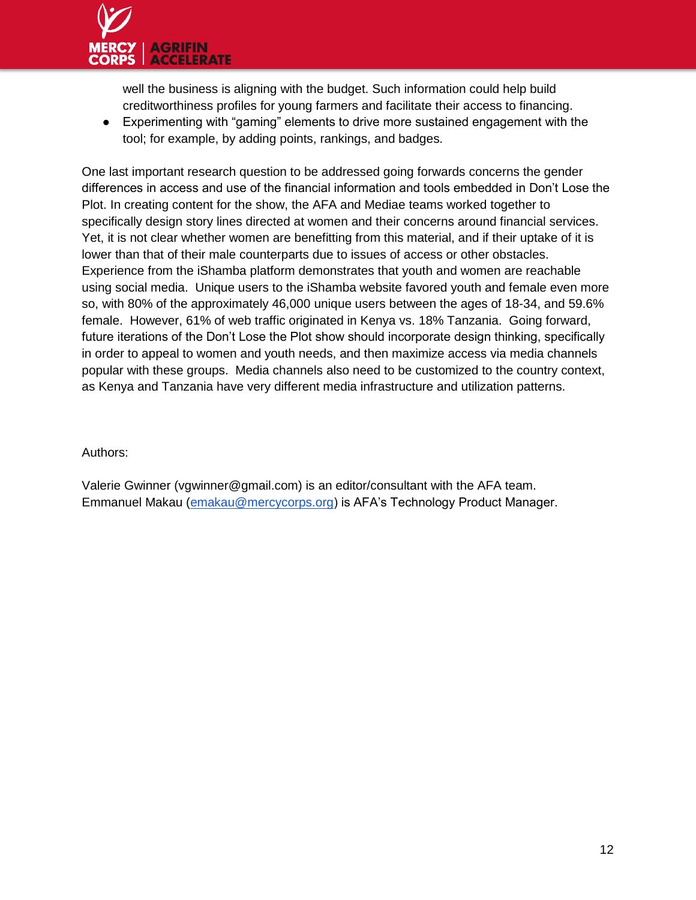well the business is aligning with the budget. Such information could help build creditworthiness profiles for young farmers and facilitate their access to financing.

- Experimenting with "gaming" elements to drive more sustained engagement with the tool; for example, by adding points, rankings, and badges.

One last important research question to be addressed going forwards concerns the gender differences in access and use of the financial information and tools embedded in Don't Lose the Plot. In creating content for the show, the AFA and Mediae teams worked together to specifically design story lines directed at women and their concerns around financial services. Yet, it is not clear whether women are benefitting from this material, and if their uptake of it is lower than that of their male counterparts due to issues of access or other obstacles. Experience from the iShamba platform demonstrates that youth and women are reachable using social media. Unique users to the iShamba website favored youth and female even more so, with 80% of the approximately 46,000 unique users between the ages of 18-34, and 59.6% female. However, 61% of web traffic originated in Kenya vs. 18% Tanzania. Going forward, future iterations of the Don't Lose the Plot show should incorporate design thinking, specifically in order to appeal to women and youth needs, and then maximize access via media channels popular with these groups. Media channels also need to be customized to the country context, as Kenya and Tanzania have very different media infrastructure and utilization patterns.

Authors:

Valerie Gwinner (vgwinner@gmail.com) is an editor/consultant with the AFA team.
Emmanuel Makau (emakau@mercycorps.org) is AFA's Technology Product Manager.